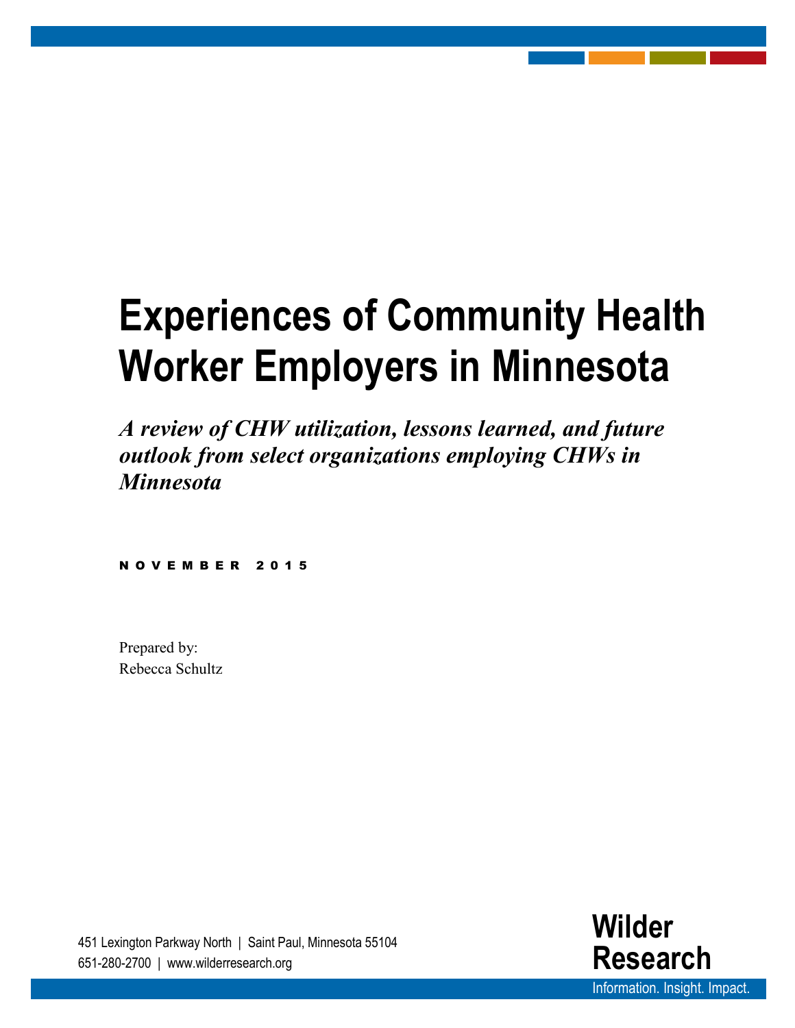# Experiences of Community Health Worker Employers in Minnesota

***A review of CHW utilization, lessons learned, and future outlook from select organizations employing CHWs in Minnesota***

NOVEMBER 2015

Prepared by:
Rebecca Schultz

451 Lexington Parkway North | Saint Paul, Minnesota 55104
651-280-2700 | www.wilderresearch.org

**Wilder Research**
Information. Insight. Impact.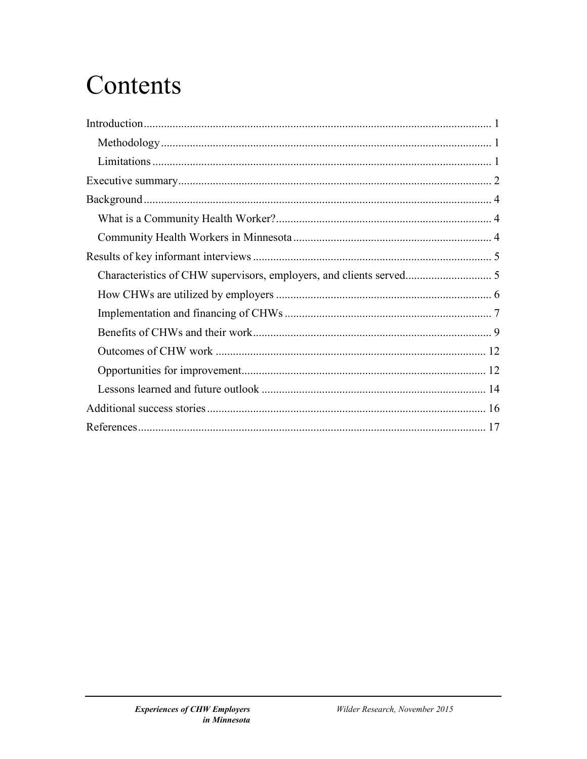# Contents

Introduction .......... 1
- Methodology .......... 1
- Limitations .......... 1

Executive summary .......... 2

Background .......... 4
- What is a Community Health Worker? .......... 4
- Community Health Workers in Minnesota .......... 4

Results of key informant interviews .......... 5
- Characteristics of CHW supervisors, employers, and clients served .......... 5
- How CHWs are utilized by employers .......... 6
- Implementation and financing of CHWs .......... 7
- Benefits of CHWs and their work .......... 9
- Outcomes of CHW work .......... 12
- Opportunities for improvement .......... 12
- Lessons learned and future outlook .......... 14

Additional success stories .......... 16

References .......... 17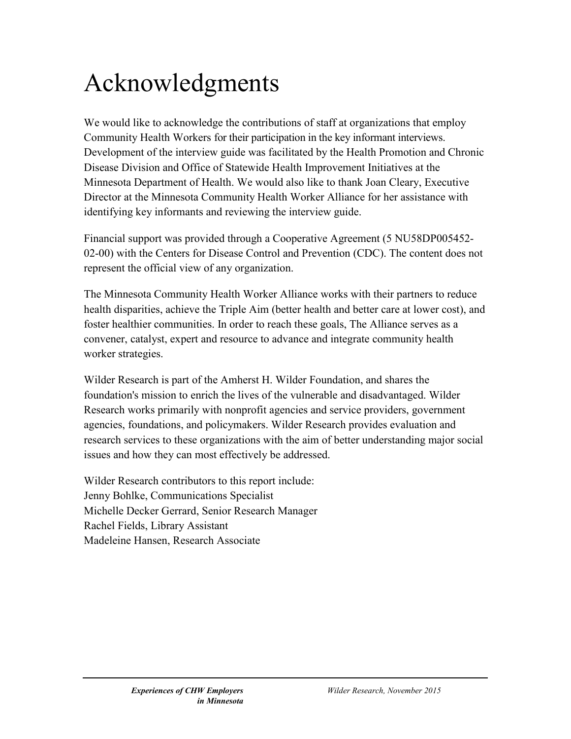# Acknowledgments

We would like to acknowledge the contributions of staff at organizations that employ Community Health Workers for their participation in the key informant interviews. Development of the interview guide was facilitated by the Health Promotion and Chronic Disease Division and Office of Statewide Health Improvement Initiatives at the Minnesota Department of Health. We would also like to thank Joan Cleary, Executive Director at the Minnesota Community Health Worker Alliance for her assistance with identifying key informants and reviewing the interview guide.

Financial support was provided through a Cooperative Agreement (5 NU58DP005452-02-00) with the Centers for Disease Control and Prevention (CDC). The content does not represent the official view of any organization.

The Minnesota Community Health Worker Alliance works with their partners to reduce health disparities, achieve the Triple Aim (better health and better care at lower cost), and foster healthier communities. In order to reach these goals, The Alliance serves as a convener, catalyst, expert and resource to advance and integrate community health worker strategies.

Wilder Research is part of the Amherst H. Wilder Foundation, and shares the foundation's mission to enrich the lives of the vulnerable and disadvantaged. Wilder Research works primarily with nonprofit agencies and service providers, government agencies, foundations, and policymakers. Wilder Research provides evaluation and research services to these organizations with the aim of better understanding major social issues and how they can most effectively be addressed.

Wilder Research contributors to this report include:
Jenny Bohlke, Communications Specialist
Michelle Decker Gerrard, Senior Research Manager
Rachel Fields, Library Assistant
Madeleine Hansen, Research Associate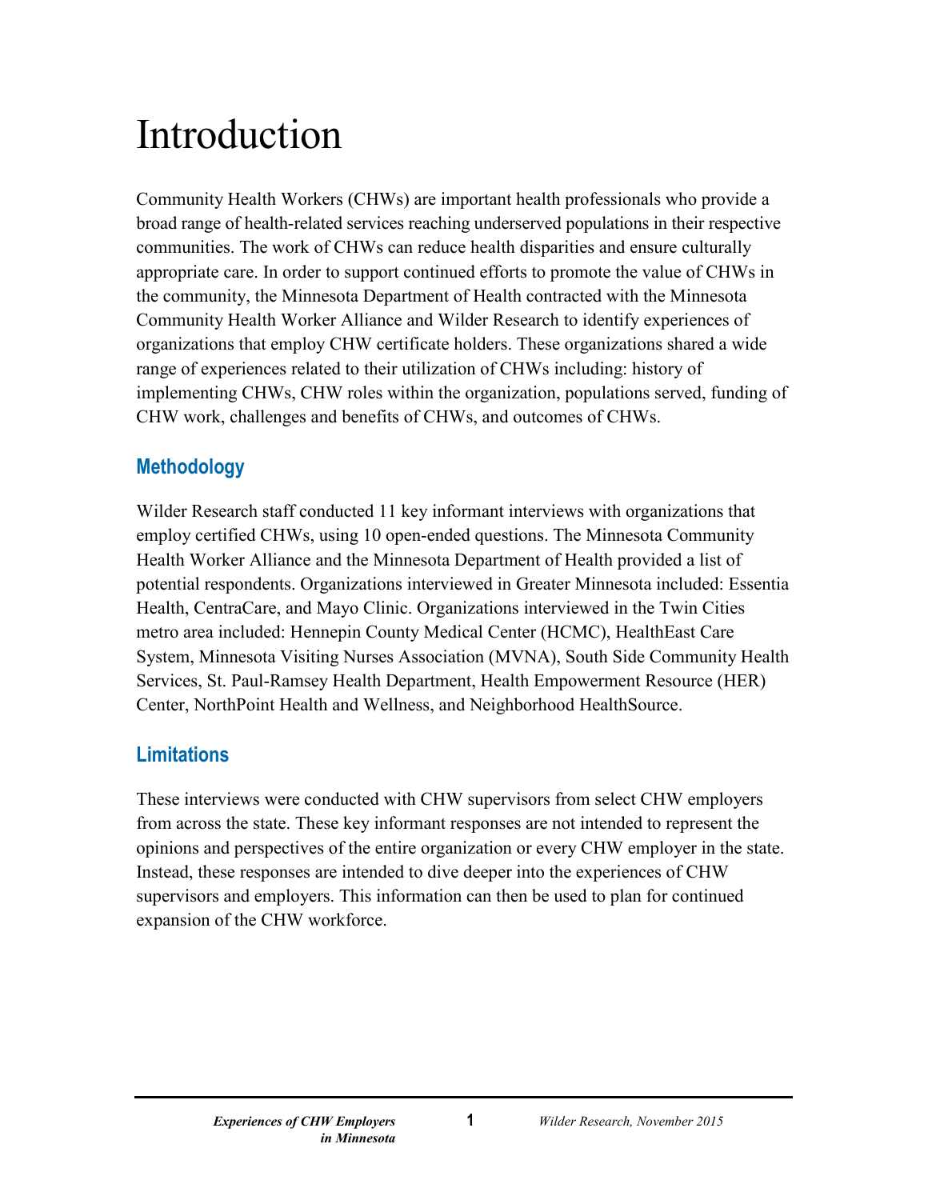# Introduction

Community Health Workers (CHWs) are important health professionals who provide a broad range of health-related services reaching underserved populations in their respective communities. The work of CHWs can reduce health disparities and ensure culturally appropriate care. In order to support continued efforts to promote the value of CHWs in the community, the Minnesota Department of Health contracted with the Minnesota Community Health Worker Alliance and Wilder Research to identify experiences of organizations that employ CHW certificate holders. These organizations shared a wide range of experiences related to their utilization of CHWs including: history of implementing CHWs, CHW roles within the organization, populations served, funding of CHW work, challenges and benefits of CHWs, and outcomes of CHWs.

## Methodology

Wilder Research staff conducted 11 key informant interviews with organizations that employ certified CHWs, using 10 open-ended questions. The Minnesota Community Health Worker Alliance and the Minnesota Department of Health provided a list of potential respondents. Organizations interviewed in Greater Minnesota included: Essentia Health, CentraCare, and Mayo Clinic. Organizations interviewed in the Twin Cities metro area included: Hennepin County Medical Center (HCMC), HealthEast Care System, Minnesota Visiting Nurses Association (MVNA), South Side Community Health Services, St. Paul-Ramsey Health Department, Health Empowerment Resource (HER) Center, NorthPoint Health and Wellness, and Neighborhood HealthSource.

## Limitations

These interviews were conducted with CHW supervisors from select CHW employers from across the state. These key informant responses are not intended to represent the opinions and perspectives of the entire organization or every CHW employer in the state. Instead, these responses are intended to dive deeper into the experiences of CHW supervisors and employers. This information can then be used to plan for continued expansion of the CHW workforce.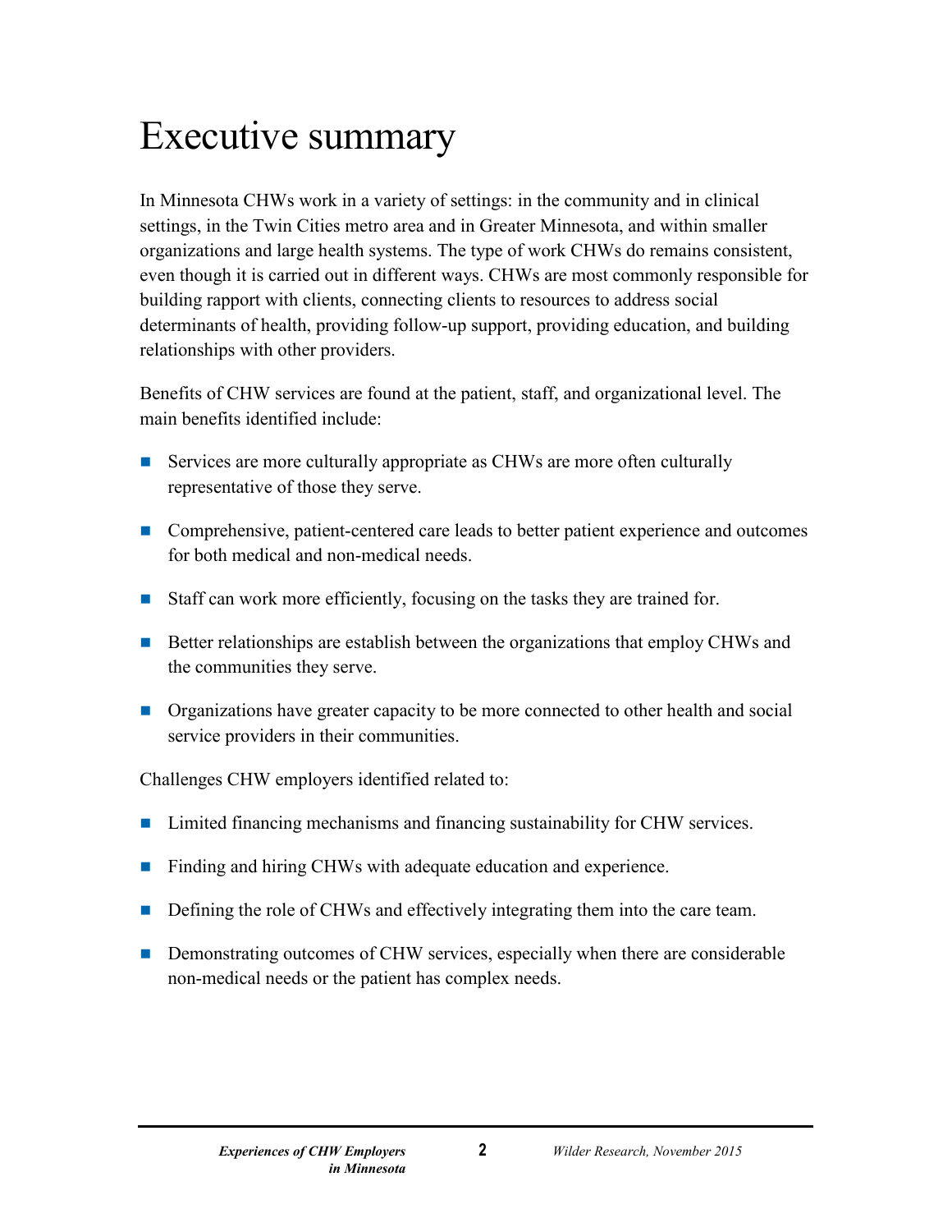# Executive summary

In Minnesota CHWs work in a variety of settings: in the community and in clinical settings, in the Twin Cities metro area and in Greater Minnesota, and within smaller organizations and large health systems. The type of work CHWs do remains consistent, even though it is carried out in different ways. CHWs are most commonly responsible for building rapport with clients, connecting clients to resources to address social determinants of health, providing follow-up support, providing education, and building relationships with other providers.

Benefits of CHW services are found at the patient, staff, and organizational level. The main benefits identified include:

- Services are more culturally appropriate as CHWs are more often culturally representative of those they serve.
- Comprehensive, patient-centered care leads to better patient experience and outcomes for both medical and non-medical needs.
- Staff can work more efficiently, focusing on the tasks they are trained for.
- Better relationships are establish between the organizations that employ CHWs and the communities they serve.
- Organizations have greater capacity to be more connected to other health and social service providers in their communities.

Challenges CHW employers identified related to:

- Limited financing mechanisms and financing sustainability for CHW services.
- Finding and hiring CHWs with adequate education and experience.
- Defining the role of CHWs and effectively integrating them into the care team.
- Demonstrating outcomes of CHW services, especially when there are considerable non-medical needs or the patient has complex needs.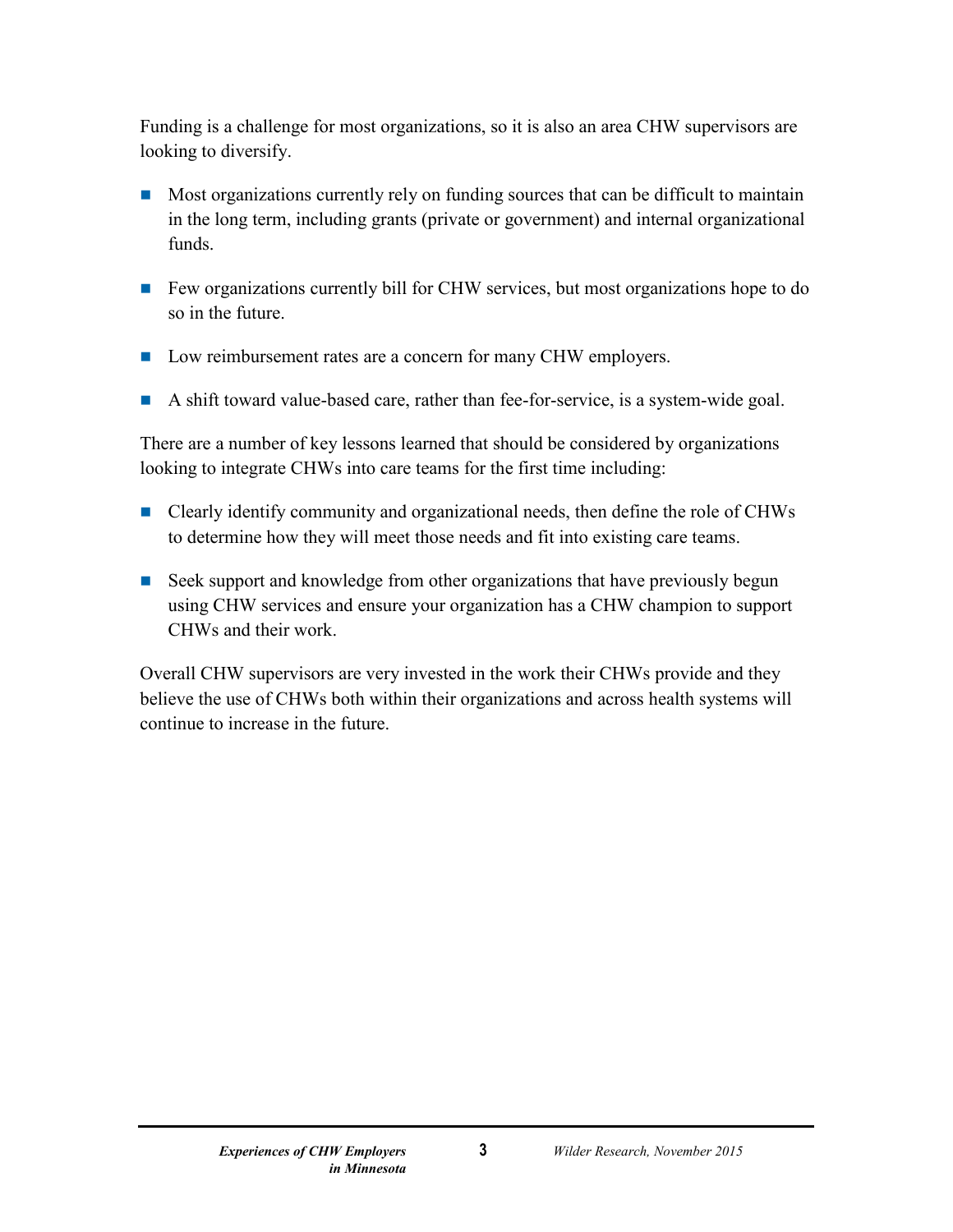Funding is a challenge for most organizations, so it is also an area CHW supervisors are looking to diversify.

- Most organizations currently rely on funding sources that can be difficult to maintain in the long term, including grants (private or government) and internal organizational funds.
- Few organizations currently bill for CHW services, but most organizations hope to do so in the future.
- Low reimbursement rates are a concern for many CHW employers.
- A shift toward value-based care, rather than fee-for-service, is a system-wide goal.

There are a number of key lessons learned that should be considered by organizations looking to integrate CHWs into care teams for the first time including:

- Clearly identify community and organizational needs, then define the role of CHWs to determine how they will meet those needs and fit into existing care teams.
- Seek support and knowledge from other organizations that have previously begun using CHW services and ensure your organization has a CHW champion to support CHWs and their work.

Overall CHW supervisors are very invested in the work their CHWs provide and they believe the use of CHWs both within their organizations and across health systems will continue to increase in the future.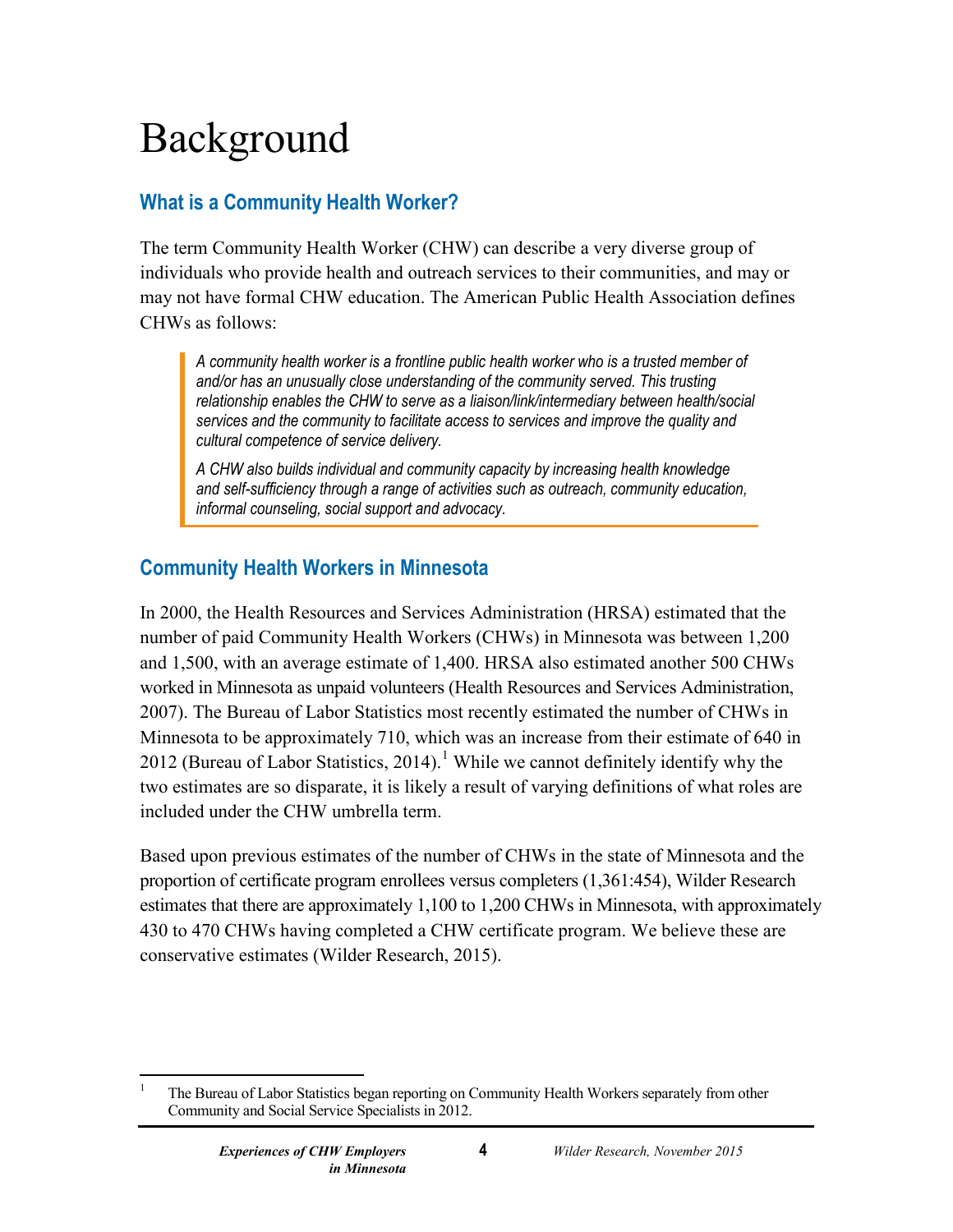# Background

## What is a Community Health Worker?

The term Community Health Worker (CHW) can describe a very diverse group of individuals who provide health and outreach services to their communities, and may or may not have formal CHW education. The American Public Health Association defines CHWs as follows:

> *A community health worker is a frontline public health worker who is a trusted member of and/or has an unusually close understanding of the community served. This trusting relationship enables the CHW to serve as a liaison/link/intermediary between health/social services and the community to facilitate access to services and improve the quality and cultural competence of service delivery.*
>
> *A CHW also builds individual and community capacity by increasing health knowledge and self-sufficiency through a range of activities such as outreach, community education, informal counseling, social support and advocacy.*

## Community Health Workers in Minnesota

In 2000, the Health Resources and Services Administration (HRSA) estimated that the number of paid Community Health Workers (CHWs) in Minnesota was between 1,200 and 1,500, with an average estimate of 1,400. HRSA also estimated another 500 CHWs worked in Minnesota as unpaid volunteers (Health Resources and Services Administration, 2007). The Bureau of Labor Statistics most recently estimated the number of CHWs in Minnesota to be approximately 710, which was an increase from their estimate of 640 in 2012 (Bureau of Labor Statistics, 2014).[1] While we cannot definitely identify why the two estimates are so disparate, it is likely a result of varying definitions of what roles are included under the CHW umbrella term.

Based upon previous estimates of the number of CHWs in the state of Minnesota and the proportion of certificate program enrollees versus completers (1,361:454), Wilder Research estimates that there are approximately 1,100 to 1,200 CHWs in Minnesota, with approximately 430 to 470 CHWs having completed a CHW certificate program. We believe these are conservative estimates (Wilder Research, 2015).

---

[1] The Bureau of Labor Statistics began reporting on Community Health Workers separately from other Community and Social Service Specialists in 2012.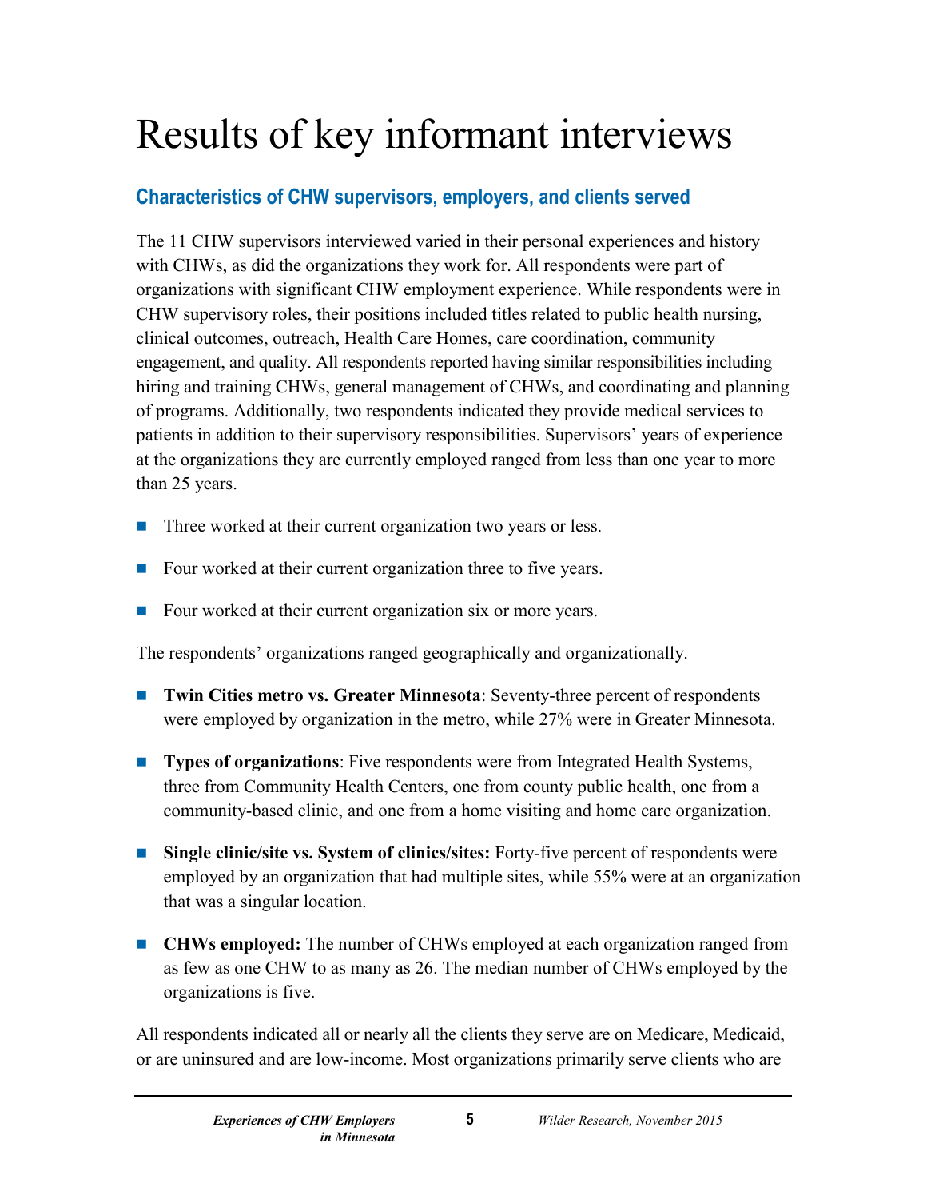# Results of key informant interviews

## Characteristics of CHW supervisors, employers, and clients served

The 11 CHW supervisors interviewed varied in their personal experiences and history with CHWs, as did the organizations they work for. All respondents were part of organizations with significant CHW employment experience. While respondents were in CHW supervisory roles, their positions included titles related to public health nursing, clinical outcomes, outreach, Health Care Homes, care coordination, community engagement, and quality. All respondents reported having similar responsibilities including hiring and training CHWs, general management of CHWs, and coordinating and planning of programs. Additionally, two respondents indicated they provide medical services to patients in addition to their supervisory responsibilities. Supervisors' years of experience at the organizations they are currently employed ranged from less than one year to more than 25 years.

- Three worked at their current organization two years or less.
- Four worked at their current organization three to five years.
- Four worked at their current organization six or more years.

The respondents' organizations ranged geographically and organizationally.

- **Twin Cities metro vs. Greater Minnesota**: Seventy-three percent of respondents were employed by organization in the metro, while 27% were in Greater Minnesota.
- **Types of organizations**: Five respondents were from Integrated Health Systems, three from Community Health Centers, one from county public health, one from a community-based clinic, and one from a home visiting and home care organization.
- **Single clinic/site vs. System of clinics/sites:** Forty-five percent of respondents were employed by an organization that had multiple sites, while 55% were at an organization that was a singular location.
- **CHWs employed:** The number of CHWs employed at each organization ranged from as few as one CHW to as many as 26. The median number of CHWs employed by the organizations is five.

All respondents indicated all or nearly all the clients they serve are on Medicare, Medicaid, or are uninsured and are low-income. Most organizations primarily serve clients who are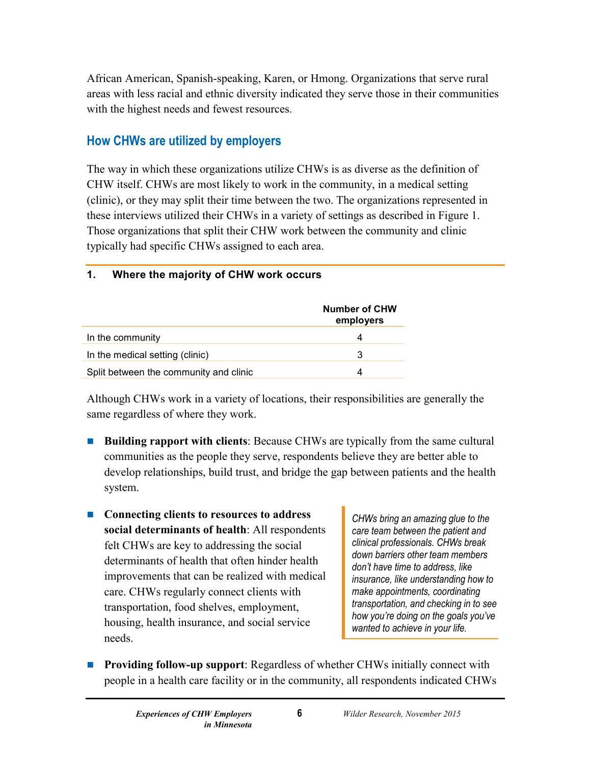African American, Spanish-speaking, Karen, or Hmong. Organizations that serve rural areas with less racial and ethnic diversity indicated they serve those in their communities with the highest needs and fewest resources.

## How CHWs are utilized by employers

The way in which these organizations utilize CHWs is as diverse as the definition of CHW itself. CHWs are most likely to work in the community, in a medical setting (clinic), or they may split their time between the two. The organizations represented in these interviews utilized their CHWs in a variety of settings as described in Figure 1. Those organizations that split their CHW work between the community and clinic typically had specific CHWs assigned to each area.

**1. Where the majority of CHW work occurs**

| | Number of CHW employers |
|---|---|
| In the community | 4 |
| In the medical setting (clinic) | 3 |
| Split between the community and clinic | 4 |

Although CHWs work in a variety of locations, their responsibilities are generally the same regardless of where they work.

- **Building rapport with clients**: Because CHWs are typically from the same cultural communities as the people they serve, respondents believe they are better able to develop relationships, build trust, and bridge the gap between patients and the health system.

- **Connecting clients to resources to address social determinants of health**: All respondents felt CHWs are key to addressing the social determinants of health that often hinder health improvements that can be realized with medical care. CHWs regularly connect clients with transportation, food shelves, employment, housing, health insurance, and social service needs.

> *CHWs bring an amazing glue to the care team between the patient and clinical professionals. CHWs break down barriers other team members don't have time to address, like insurance, like understanding how to make appointments, coordinating transportation, and checking in to see how you're doing on the goals you've wanted to achieve in your life.*

- **Providing follow-up support**: Regardless of whether CHWs initially connect with people in a health care facility or in the community, all respondents indicated CHWs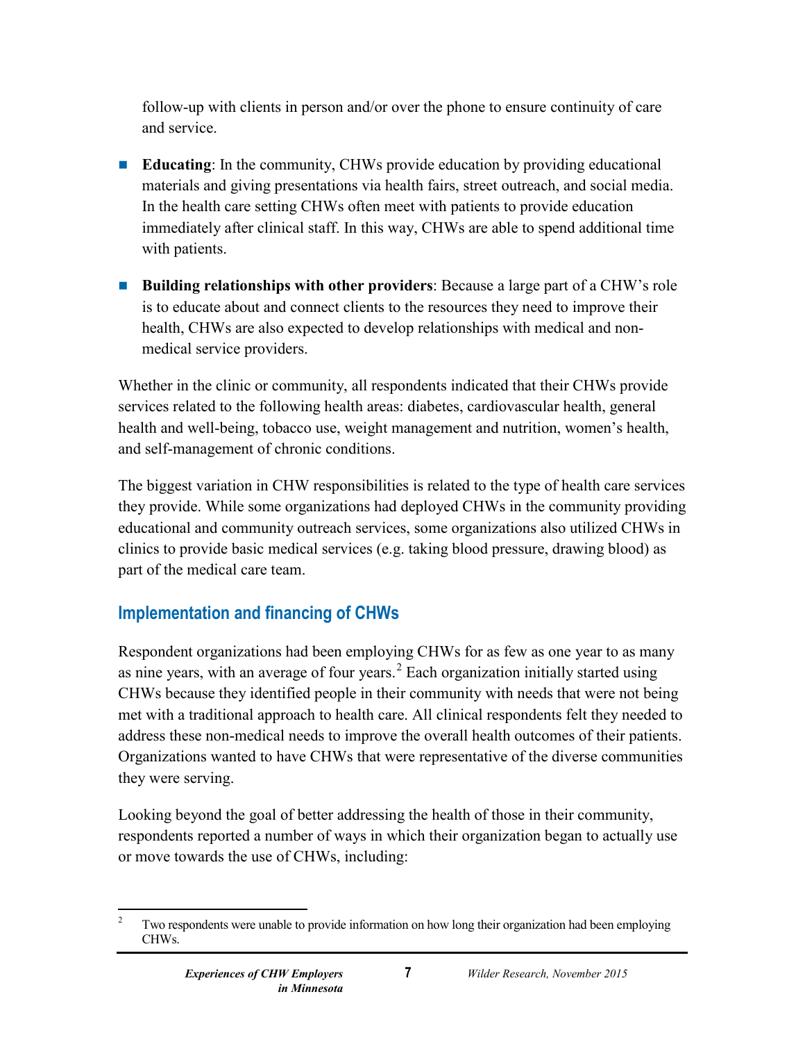follow-up with clients in person and/or over the phone to ensure continuity of care and service.

- **Educating**: In the community, CHWs provide education by providing educational materials and giving presentations via health fairs, street outreach, and social media. In the health care setting CHWs often meet with patients to provide education immediately after clinical staff. In this way, CHWs are able to spend additional time with patients.

- **Building relationships with other providers**: Because a large part of a CHW's role is to educate about and connect clients to the resources they need to improve their health, CHWs are also expected to develop relationships with medical and non-medical service providers.

Whether in the clinic or community, all respondents indicated that their CHWs provide services related to the following health areas: diabetes, cardiovascular health, general health and well-being, tobacco use, weight management and nutrition, women's health, and self-management of chronic conditions.

The biggest variation in CHW responsibilities is related to the type of health care services they provide. While some organizations had deployed CHWs in the community providing educational and community outreach services, some organizations also utilized CHWs in clinics to provide basic medical services (e.g. taking blood pressure, drawing blood) as part of the medical care team.

## Implementation and financing of CHWs

Respondent organizations had been employing CHWs for as few as one year to as many as nine years, with an average of four years.[2] Each organization initially started using CHWs because they identified people in their community with needs that were not being met with a traditional approach to health care. All clinical respondents felt they needed to address these non-medical needs to improve the overall health outcomes of their patients. Organizations wanted to have CHWs that were representative of the diverse communities they were serving.

Looking beyond the goal of better addressing the health of those in their community, respondents reported a number of ways in which their organization began to actually use or move towards the use of CHWs, including:

[2] Two respondents were unable to provide information on how long their organization had been employing CHWs.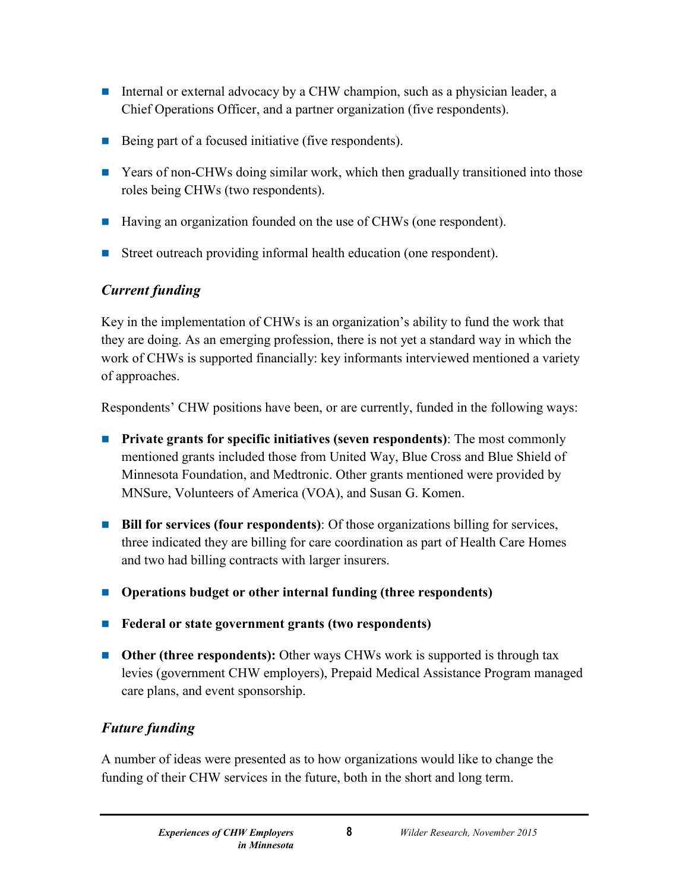- Internal or external advocacy by a CHW champion, such as a physician leader, a Chief Operations Officer, and a partner organization (five respondents).
- Being part of a focused initiative (five respondents).
- Years of non-CHWs doing similar work, which then gradually transitioned into those roles being CHWs (two respondents).
- Having an organization founded on the use of CHWs (one respondent).
- Street outreach providing informal health education (one respondent).

### *Current funding*

Key in the implementation of CHWs is an organization's ability to fund the work that they are doing. As an emerging profession, there is not yet a standard way in which the work of CHWs is supported financially: key informants interviewed mentioned a variety of approaches.

Respondents' CHW positions have been, or are currently, funded in the following ways:

- **Private grants for specific initiatives (seven respondents)**: The most commonly mentioned grants included those from United Way, Blue Cross and Blue Shield of Minnesota Foundation, and Medtronic. Other grants mentioned were provided by MNSure, Volunteers of America (VOA), and Susan G. Komen.
- **Bill for services (four respondents)**: Of those organizations billing for services, three indicated they are billing for care coordination as part of Health Care Homes and two had billing contracts with larger insurers.
- **Operations budget or other internal funding (three respondents)**
- **Federal or state government grants (two respondents)**
- **Other (three respondents):** Other ways CHWs work is supported is through tax levies (government CHW employers), Prepaid Medical Assistance Program managed care plans, and event sponsorship.

### *Future funding*

A number of ideas were presented as to how organizations would like to change the funding of their CHW services in the future, both in the short and long term.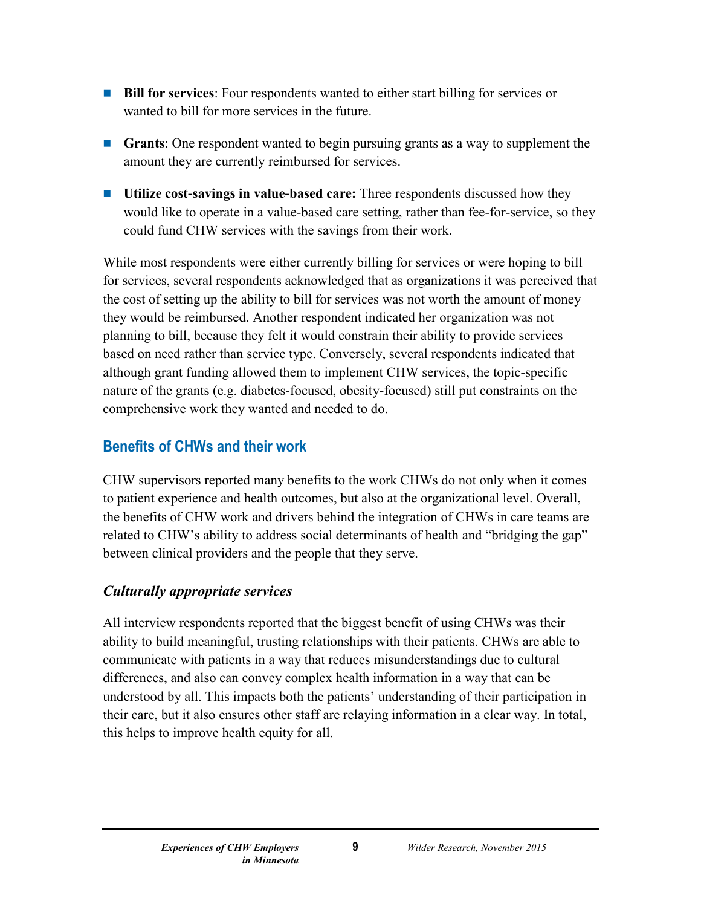- **Bill for services**: Four respondents wanted to either start billing for services or wanted to bill for more services in the future.
- **Grants**: One respondent wanted to begin pursuing grants as a way to supplement the amount they are currently reimbursed for services.
- **Utilize cost-savings in value-based care:** Three respondents discussed how they would like to operate in a value-based care setting, rather than fee-for-service, so they could fund CHW services with the savings from their work.

While most respondents were either currently billing for services or were hoping to bill for services, several respondents acknowledged that as organizations it was perceived that the cost of setting up the ability to bill for services was not worth the amount of money they would be reimbursed. Another respondent indicated her organization was not planning to bill, because they felt it would constrain their ability to provide services based on need rather than service type. Conversely, several respondents indicated that although grant funding allowed them to implement CHW services, the topic-specific nature of the grants (e.g. diabetes-focused, obesity-focused) still put constraints on the comprehensive work they wanted and needed to do.

## Benefits of CHWs and their work

CHW supervisors reported many benefits to the work CHWs do not only when it comes to patient experience and health outcomes, but also at the organizational level. Overall, the benefits of CHW work and drivers behind the integration of CHWs in care teams are related to CHW's ability to address social determinants of health and "bridging the gap" between clinical providers and the people that they serve.

### *Culturally appropriate services*

All interview respondents reported that the biggest benefit of using CHWs was their ability to build meaningful, trusting relationships with their patients. CHWs are able to communicate with patients in a way that reduces misunderstandings due to cultural differences, and also can convey complex health information in a way that can be understood by all. This impacts both the patients' understanding of their participation in their care, but it also ensures other staff are relaying information in a clear way. In total, this helps to improve health equity for all.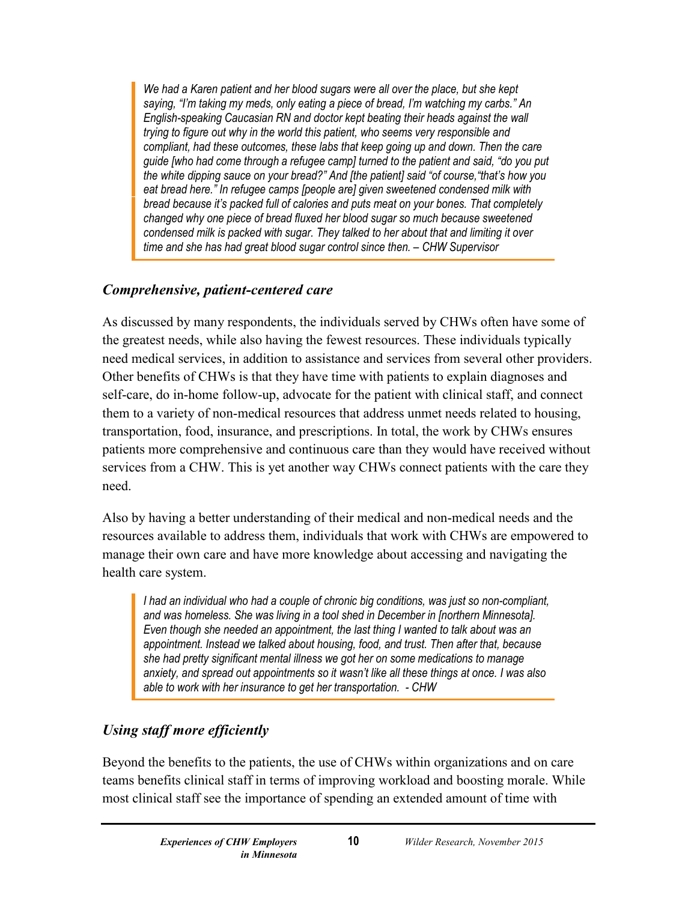> *We had a Karen patient and her blood sugars were all over the place, but she kept saying, "I'm taking my meds, only eating a piece of bread, I'm watching my carbs." An English-speaking Caucasian RN and doctor kept beating their heads against the wall trying to figure out why in the world this patient, who seems very responsible and compliant, had these outcomes, these labs that keep going up and down. Then the care guide [who had come through a refugee camp] turned to the patient and said, "do you put the white dipping sauce on your bread?" And [the patient] said "of course,"that's how you eat bread here." In refugee camps [people are] given sweetened condensed milk with bread because it's packed full of calories and puts meat on your bones. That completely changed why one piece of bread fluxed her blood sugar so much because sweetened condensed milk is packed with sugar. They talked to her about that and limiting it over time and she has had great blood sugar control since then. – CHW Supervisor*

### *Comprehensive, patient-centered care*

As discussed by many respondents, the individuals served by CHWs often have some of the greatest needs, while also having the fewest resources. These individuals typically need medical services, in addition to assistance and services from several other providers. Other benefits of CHWs is that they have time with patients to explain diagnoses and self-care, do in-home follow-up, advocate for the patient with clinical staff, and connect them to a variety of non-medical resources that address unmet needs related to housing, transportation, food, insurance, and prescriptions. In total, the work by CHWs ensures patients more comprehensive and continuous care than they would have received without services from a CHW. This is yet another way CHWs connect patients with the care they need.

Also by having a better understanding of their medical and non-medical needs and the resources available to address them, individuals that work with CHWs are empowered to manage their own care and have more knowledge about accessing and navigating the health care system.

> *I had an individual who had a couple of chronic big conditions, was just so non-compliant, and was homeless. She was living in a tool shed in December in [northern Minnesota]. Even though she needed an appointment, the last thing I wanted to talk about was an appointment. Instead we talked about housing, food, and trust. Then after that, because she had pretty significant mental illness we got her on some medications to manage anxiety, and spread out appointments so it wasn't like all these things at once. I was also able to work with her insurance to get her transportation. - CHW*

### *Using staff more efficiently*

Beyond the benefits to the patients, the use of CHWs within organizations and on care teams benefits clinical staff in terms of improving workload and boosting morale. While most clinical staff see the importance of spending an extended amount of time with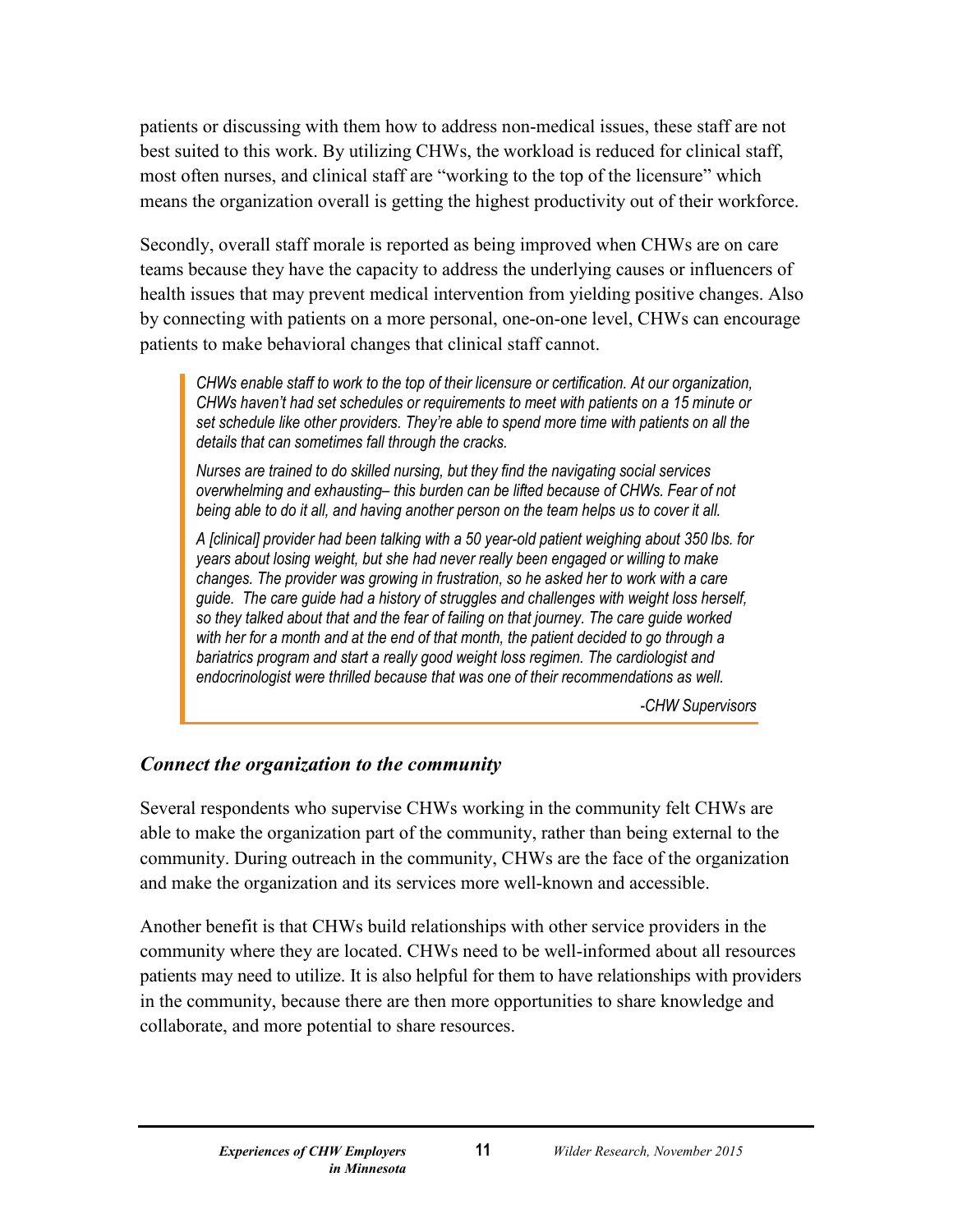patients or discussing with them how to address non-medical issues, these staff are not best suited to this work. By utilizing CHWs, the workload is reduced for clinical staff, most often nurses, and clinical staff are "working to the top of the licensure" which means the organization overall is getting the highest productivity out of their workforce.

Secondly, overall staff morale is reported as being improved when CHWs are on care teams because they have the capacity to address the underlying causes or influencers of health issues that may prevent medical intervention from yielding positive changes. Also by connecting with patients on a more personal, one-on-one level, CHWs can encourage patients to make behavioral changes that clinical staff cannot.

> *CHWs enable staff to work to the top of their licensure or certification. At our organization, CHWs haven't had set schedules or requirements to meet with patients on a 15 minute or set schedule like other providers. They're able to spend more time with patients on all the details that can sometimes fall through the cracks.*
>
> *Nurses are trained to do skilled nursing, but they find the navigating social services overwhelming and exhausting– this burden can be lifted because of CHWs. Fear of not being able to do it all, and having another person on the team helps us to cover it all.*
>
> *A [clinical] provider had been talking with a 50 year-old patient weighing about 350 lbs. for years about losing weight, but she had never really been engaged or willing to make changes. The provider was growing in frustration, so he asked her to work with a care guide. The care guide had a history of struggles and challenges with weight loss herself, so they talked about that and the fear of failing on that journey. The care guide worked with her for a month and at the end of that month, the patient decided to go through a bariatrics program and start a really good weight loss regimen. The cardiologist and endocrinologist were thrilled because that was one of their recommendations as well.*
>
> *-CHW Supervisors*

### *Connect the organization to the community*

Several respondents who supervise CHWs working in the community felt CHWs are able to make the organization part of the community, rather than being external to the community. During outreach in the community, CHWs are the face of the organization and make the organization and its services more well-known and accessible.

Another benefit is that CHWs build relationships with other service providers in the community where they are located. CHWs need to be well-informed about all resources patients may need to utilize. It is also helpful for them to have relationships with providers in the community, because there are then more opportunities to share knowledge and collaborate, and more potential to share resources.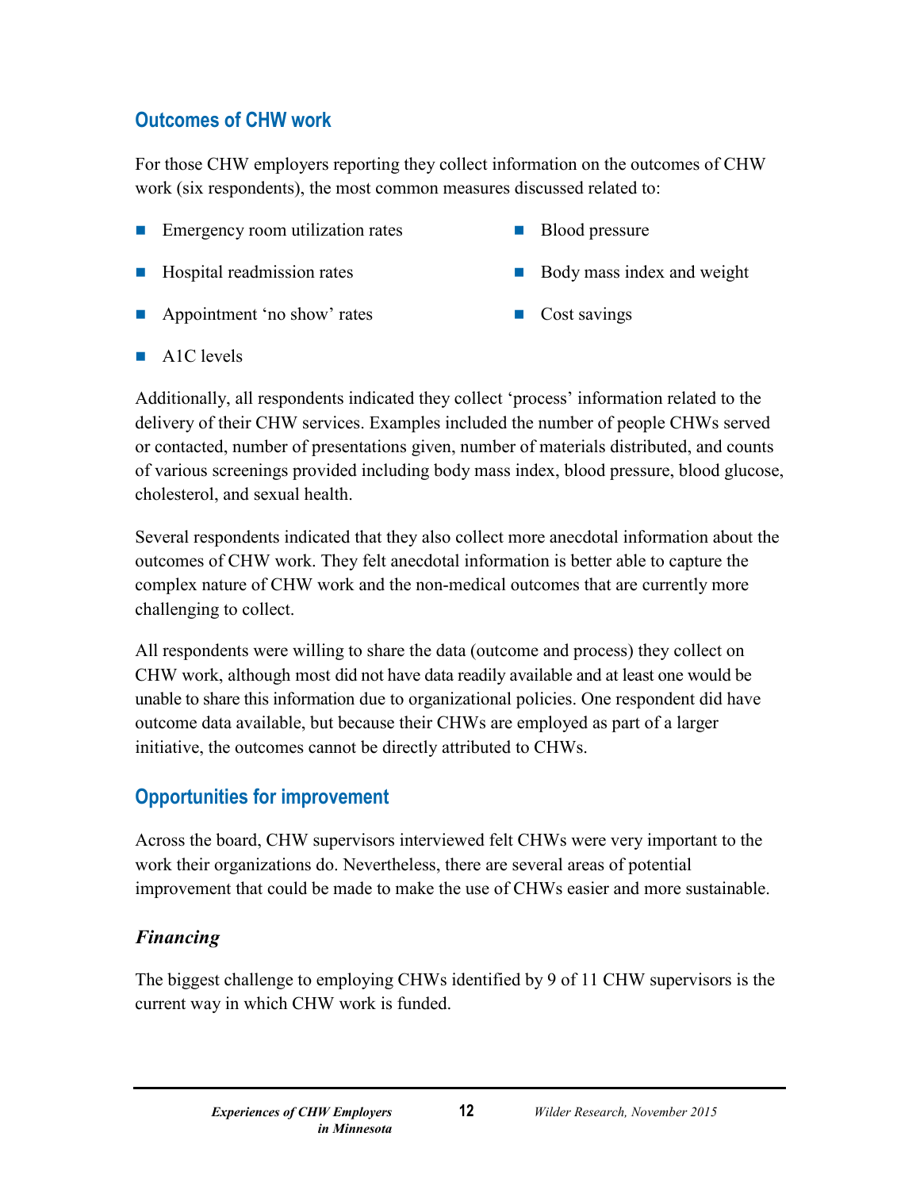## Outcomes of CHW work

For those CHW employers reporting they collect information on the outcomes of CHW work (six respondents), the most common measures discussed related to:

- Emergency room utilization rates
- Hospital readmission rates
- Appointment 'no show' rates
- A1C levels
- Blood pressure
- Body mass index and weight
- Cost savings

Additionally, all respondents indicated they collect 'process' information related to the delivery of their CHW services. Examples included the number of people CHWs served or contacted, number of presentations given, number of materials distributed, and counts of various screenings provided including body mass index, blood pressure, blood glucose, cholesterol, and sexual health.

Several respondents indicated that they also collect more anecdotal information about the outcomes of CHW work. They felt anecdotal information is better able to capture the complex nature of CHW work and the non-medical outcomes that are currently more challenging to collect.

All respondents were willing to share the data (outcome and process) they collect on CHW work, although most did not have data readily available and at least one would be unable to share this information due to organizational policies. One respondent did have outcome data available, but because their CHWs are employed as part of a larger initiative, the outcomes cannot be directly attributed to CHWs.

## Opportunities for improvement

Across the board, CHW supervisors interviewed felt CHWs were very important to the work their organizations do. Nevertheless, there are several areas of potential improvement that could be made to make the use of CHWs easier and more sustainable.

### *Financing*

The biggest challenge to employing CHWs identified by 9 of 11 CHW supervisors is the current way in which CHW work is funded.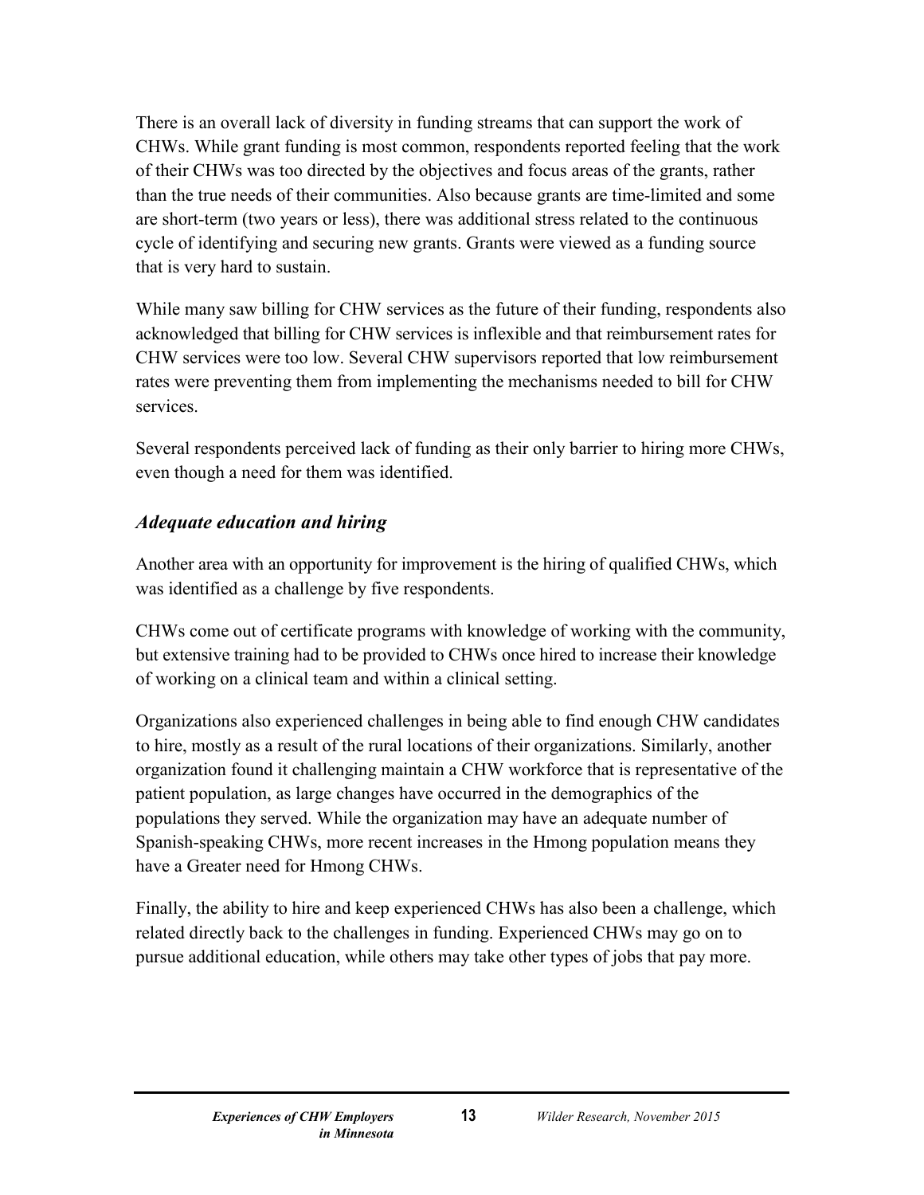There is an overall lack of diversity in funding streams that can support the work of CHWs. While grant funding is most common, respondents reported feeling that the work of their CHWs was too directed by the objectives and focus areas of the grants, rather than the true needs of their communities. Also because grants are time-limited and some are short-term (two years or less), there was additional stress related to the continuous cycle of identifying and securing new grants. Grants were viewed as a funding source that is very hard to sustain.

While many saw billing for CHW services as the future of their funding, respondents also acknowledged that billing for CHW services is inflexible and that reimbursement rates for CHW services were too low. Several CHW supervisors reported that low reimbursement rates were preventing them from implementing the mechanisms needed to bill for CHW services.

Several respondents perceived lack of funding as their only barrier to hiring more CHWs, even though a need for them was identified.

### *Adequate education and hiring*

Another area with an opportunity for improvement is the hiring of qualified CHWs, which was identified as a challenge by five respondents.

CHWs come out of certificate programs with knowledge of working with the community, but extensive training had to be provided to CHWs once hired to increase their knowledge of working on a clinical team and within a clinical setting.

Organizations also experienced challenges in being able to find enough CHW candidates to hire, mostly as a result of the rural locations of their organizations. Similarly, another organization found it challenging maintain a CHW workforce that is representative of the patient population, as large changes have occurred in the demographics of the populations they served. While the organization may have an adequate number of Spanish-speaking CHWs, more recent increases in the Hmong population means they have a Greater need for Hmong CHWs.

Finally, the ability to hire and keep experienced CHWs has also been a challenge, which related directly back to the challenges in funding. Experienced CHWs may go on to pursue additional education, while others may take other types of jobs that pay more.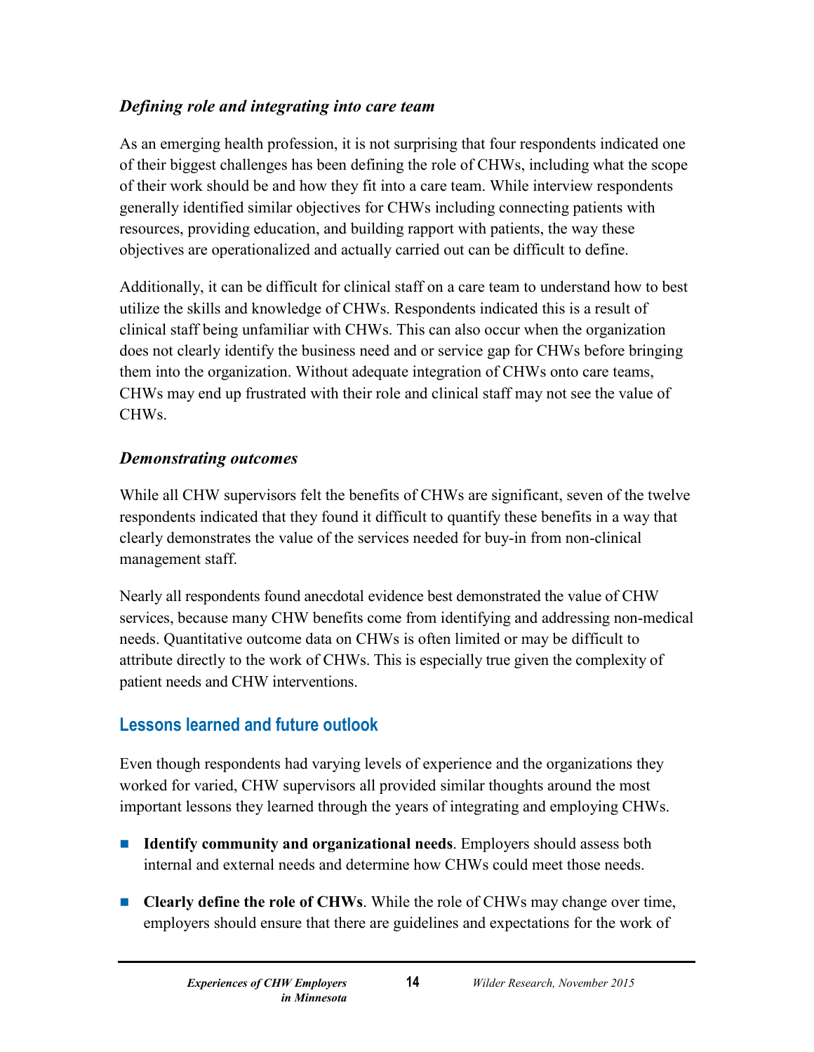### *Defining role and integrating into care team*

As an emerging health profession, it is not surprising that four respondents indicated one of their biggest challenges has been defining the role of CHWs, including what the scope of their work should be and how they fit into a care team. While interview respondents generally identified similar objectives for CHWs including connecting patients with resources, providing education, and building rapport with patients, the way these objectives are operationalized and actually carried out can be difficult to define.

Additionally, it can be difficult for clinical staff on a care team to understand how to best utilize the skills and knowledge of CHWs. Respondents indicated this is a result of clinical staff being unfamiliar with CHWs. This can also occur when the organization does not clearly identify the business need and or service gap for CHWs before bringing them into the organization. Without adequate integration of CHWs onto care teams, CHWs may end up frustrated with their role and clinical staff may not see the value of CHWs.

### *Demonstrating outcomes*

While all CHW supervisors felt the benefits of CHWs are significant, seven of the twelve respondents indicated that they found it difficult to quantify these benefits in a way that clearly demonstrates the value of the services needed for buy-in from non-clinical management staff.

Nearly all respondents found anecdotal evidence best demonstrated the value of CHW services, because many CHW benefits come from identifying and addressing non-medical needs. Quantitative outcome data on CHWs is often limited or may be difficult to attribute directly to the work of CHWs. This is especially true given the complexity of patient needs and CHW interventions.

## Lessons learned and future outlook

Even though respondents had varying levels of experience and the organizations they worked for varied, CHW supervisors all provided similar thoughts around the most important lessons they learned through the years of integrating and employing CHWs.

- **Identify community and organizational needs**. Employers should assess both internal and external needs and determine how CHWs could meet those needs.
- **Clearly define the role of CHWs**. While the role of CHWs may change over time, employers should ensure that there are guidelines and expectations for the work of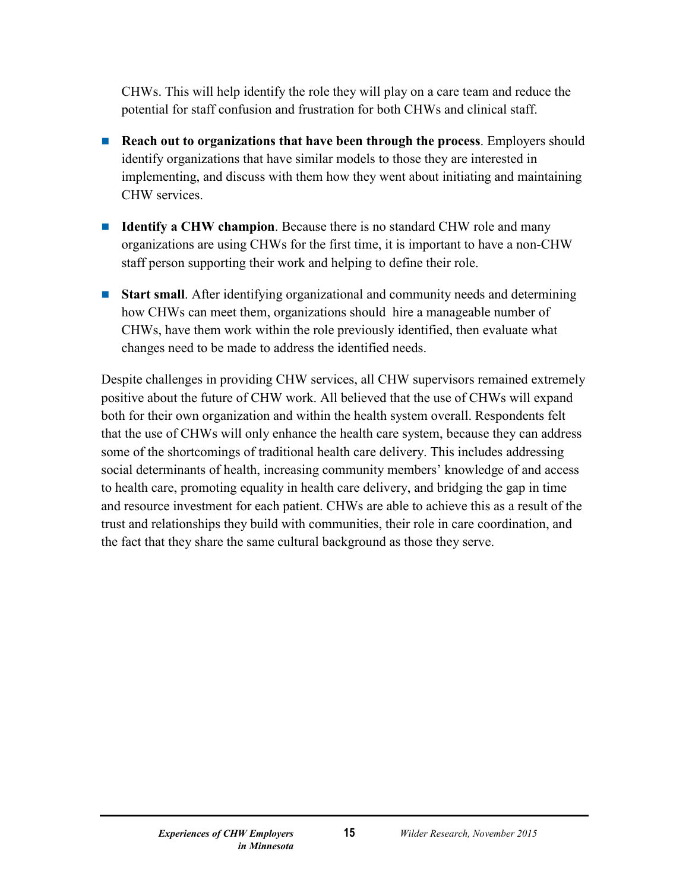CHWs. This will help identify the role they will play on a care team and reduce the potential for staff confusion and frustration for both CHWs and clinical staff.

- **Reach out to organizations that have been through the process**. Employers should identify organizations that have similar models to those they are interested in implementing, and discuss with them how they went about initiating and maintaining CHW services.

- **Identify a CHW champion**. Because there is no standard CHW role and many organizations are using CHWs for the first time, it is important to have a non-CHW staff person supporting their work and helping to define their role.

- **Start small**. After identifying organizational and community needs and determining how CHWs can meet them, organizations should hire a manageable number of CHWs, have them work within the role previously identified, then evaluate what changes need to be made to address the identified needs.

Despite challenges in providing CHW services, all CHW supervisors remained extremely positive about the future of CHW work. All believed that the use of CHWs will expand both for their own organization and within the health system overall. Respondents felt that the use of CHWs will only enhance the health care system, because they can address some of the shortcomings of traditional health care delivery. This includes addressing social determinants of health, increasing community members' knowledge of and access to health care, promoting equality in health care delivery, and bridging the gap in time and resource investment for each patient. CHWs are able to achieve this as a result of the trust and relationships they build with communities, their role in care coordination, and the fact that they share the same cultural background as those they serve.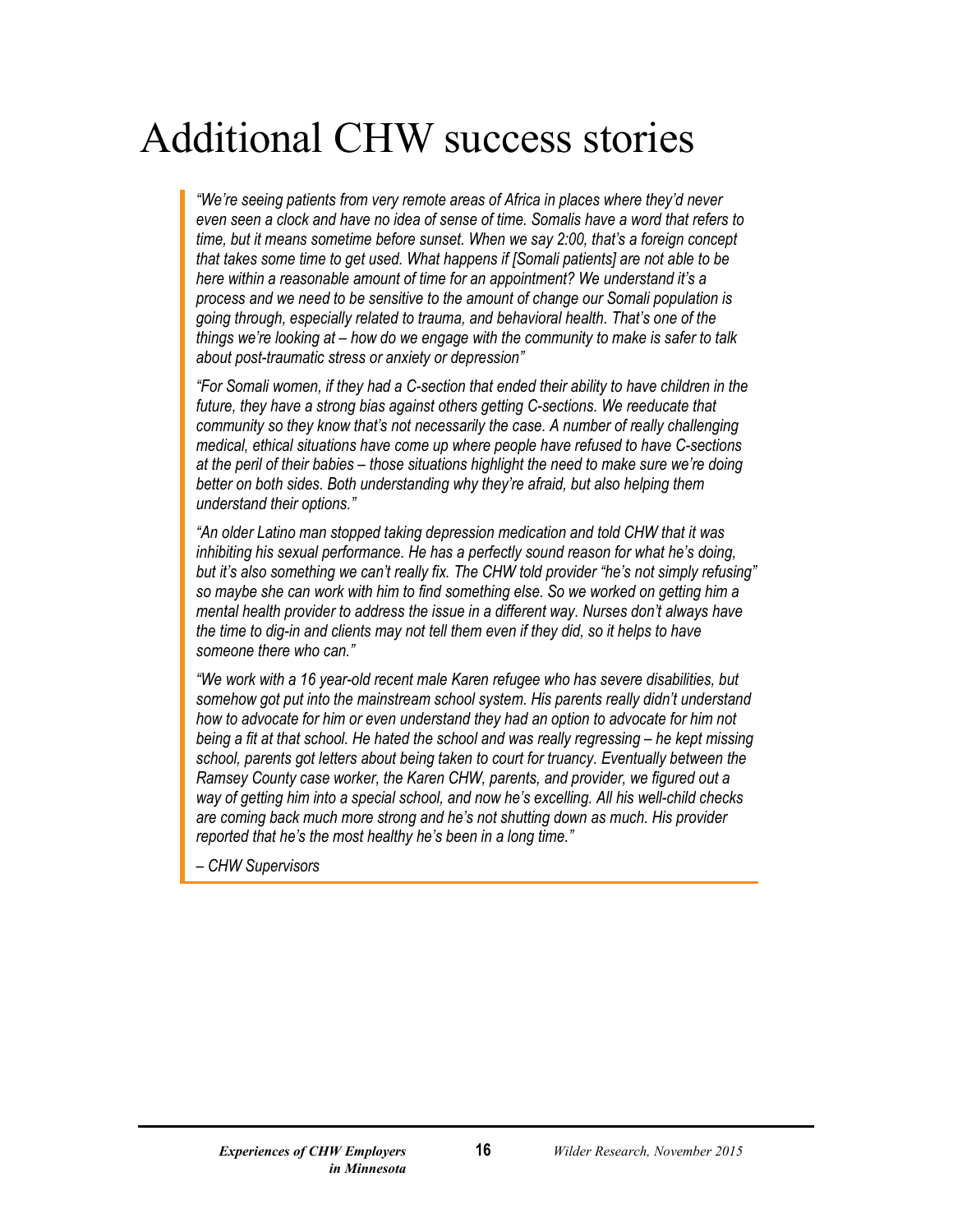# Additional CHW success stories

> *"We're seeing patients from very remote areas of Africa in places where they'd never even seen a clock and have no idea of sense of time. Somalis have a word that refers to time, but it means sometime before sunset. When we say 2:00, that's a foreign concept that takes some time to get used. What happens if [Somali patients] are not able to be here within a reasonable amount of time for an appointment? We understand it's a process and we need to be sensitive to the amount of change our Somali population is going through, especially related to trauma, and behavioral health. That's one of the things we're looking at – how do we engage with the community to make is safer to talk about post-traumatic stress or anxiety or depression"*
>
> *"For Somali women, if they had a C-section that ended their ability to have children in the future, they have a strong bias against others getting C-sections. We reeducate that community so they know that's not necessarily the case. A number of really challenging medical, ethical situations have come up where people have refused to have C-sections at the peril of their babies – those situations highlight the need to make sure we're doing better on both sides. Both understanding why they're afraid, but also helping them understand their options."*
>
> *"An older Latino man stopped taking depression medication and told CHW that it was inhibiting his sexual performance. He has a perfectly sound reason for what he's doing, but it's also something we can't really fix. The CHW told provider "he's not simply refusing" so maybe she can work with him to find something else. So we worked on getting him a mental health provider to address the issue in a different way. Nurses don't always have the time to dig-in and clients may not tell them even if they did, so it helps to have someone there who can."*
>
> *"We work with a 16 year-old recent male Karen refugee who has severe disabilities, but somehow got put into the mainstream school system. His parents really didn't understand how to advocate for him or even understand they had an option to advocate for him not being a fit at that school. He hated the school and was really regressing – he kept missing school, parents got letters about being taken to court for truancy. Eventually between the Ramsey County case worker, the Karen CHW, parents, and provider, we figured out a way of getting him into a special school, and now he's excelling. All his well-child checks are coming back much more strong and he's not shutting down as much. His provider reported that he's the most healthy he's been in a long time."*
>
> *– CHW Supervisors*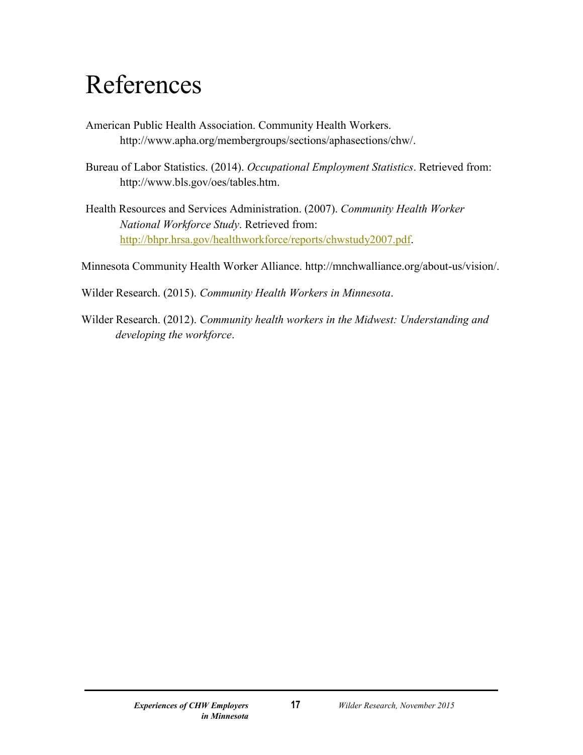# References

American Public Health Association. Community Health Workers. http://www.apha.org/membergroups/sections/aphasections/chw/.

Bureau of Labor Statistics. (2014). *Occupational Employment Statistics*. Retrieved from: http://www.bls.gov/oes/tables.htm.

Health Resources and Services Administration. (2007). *Community Health Worker National Workforce Study*. Retrieved from: http://bhpr.hrsa.gov/healthworkforce/reports/chwstudy2007.pdf.

Minnesota Community Health Worker Alliance. http://mnchwalliance.org/about-us/vision/.

Wilder Research. (2015). *Community Health Workers in Minnesota*.

Wilder Research. (2012). *Community health workers in the Midwest: Understanding and developing the workforce*.